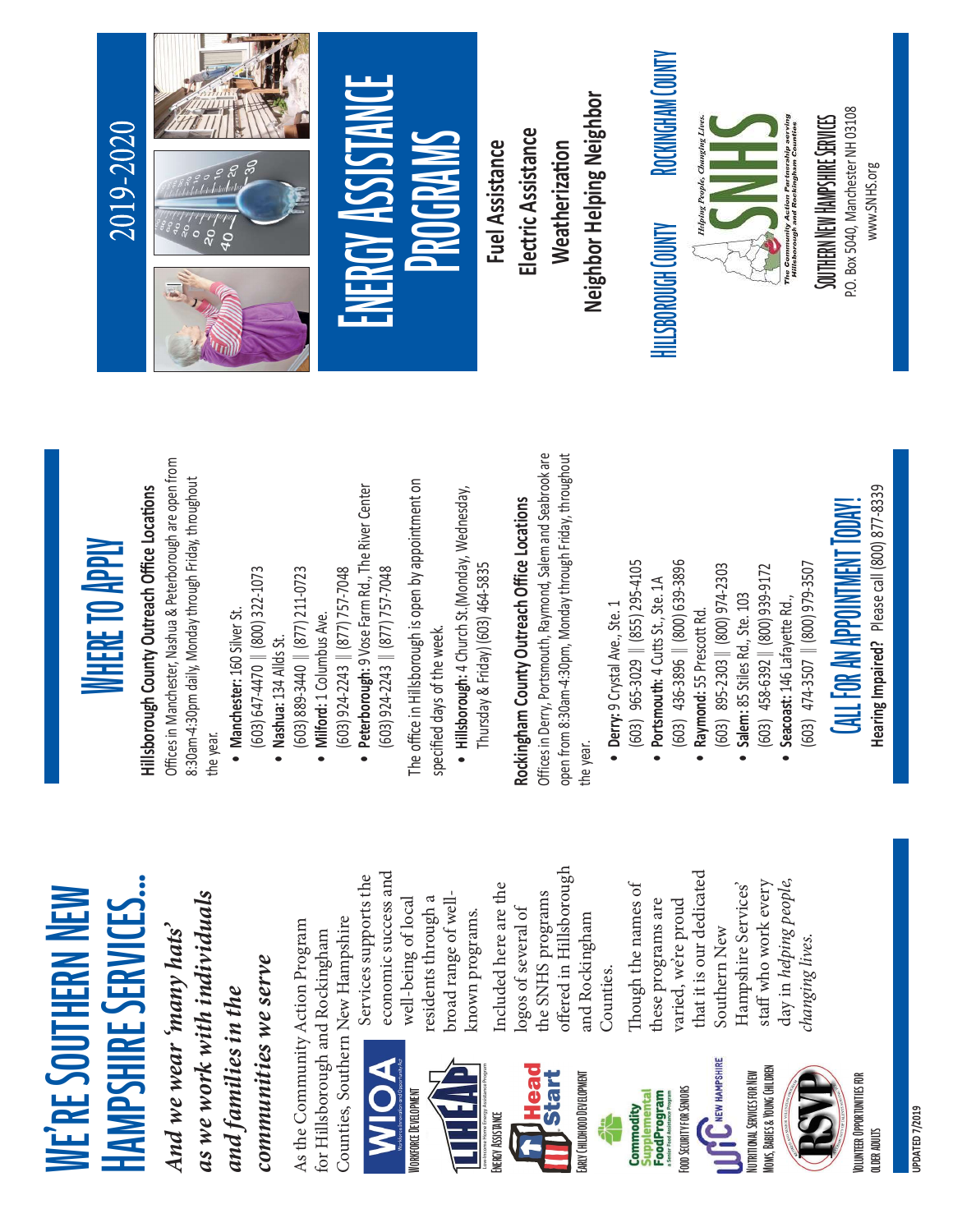# We're Southern New Hampshire Services...

***And we wear 'many hats' as we work with individuals and families in the communities we serve***

As the Community Action Program for Hillsborough and Rockingham Counties, Southern New Hampshire Services supports the economic success and well-being of local residents through a broad range of well-known programs.

WIOA — Workforce Development

LIHEAP — Energy Assistance

Head Start — Early Childhood Development

Commodity Supplemental Food Program — Food Security for Seniors

WIC New Hampshire — Nutritional Services for New Moms, Babies & Young Children

RSVP — Volunteer Opportunities for Older Adults

Included here are the logos of several of the SNHS programs offered in Hillsborough and Rockingham Counties.

Though the names of these programs are varied, we're proud that it is our dedicated Southern New Hampshire Services' staff who work every day in *helping people, changing lives.*

UPDATED 7/2019

# Where to Apply

**Hillsborough County Outreach Office Locations**

Offices in Manchester, Nashua & Peterborough are open from 8:30am-4:30pm daily, Monday through Friday, throughout the year.

- **Manchester:** 160 Silver St.
  (603) 647-4470 || (800) 322-1073
- **Nashua:** 134 Allds St.
  (603) 889-3440 || (877) 211-0723
- **Milford:** 1 Columbus Ave.
  (603) 924-2243 || (877) 757-7048
- **Peterborough:** 9 Vose Farm Rd., The River Center
  (603) 924-2243 || (877) 757-7048

The office in Hillsborough is open by appointment on specified days of the week.

- **Hillsborough:** 4 Church St.(Monday, Wednesday, Thursday & Friday) (603) 464-5835

**Rockingham County Outreach Office Locations**

Offices in Derry, Portsmouth, Raymond, Salem and Seabrook are open from 8:30am-4:30pm, Monday through Friday, throughout the year.

- **Derry:** 9 Crystal Ave., Ste. 1
  (603) 965-3029 || (855) 295-4105
- **Portsmouth:** 4 Cutts St., Ste. 1A
  (603) 436-3896 || (800) 639-3896
- **Raymond:** 55 Prescott Rd.
  (603) 895-2303 || (800) 974-2303
- **Salem:** 85 Stiles Rd., Ste. 103
  (603) 458-6392|| (800) 939-9172
- **Seacoast:** 146 Lafayette Rd.,
  (603) 474-3507 || (800) 979-3507

## Call For An Appointment Today!

**Hearing Impaired?** Please call (800) 877-8339

# 2019-2020

# Energy Assistance Programs

**Fuel Assistance**

**Electric Assistance**

**Weatherization**

**Neighbor Helping Neighbor**

Hillsborough County — Rockingham County

SNHS — *Helping People, Changing Lives.* — *The Community Action Partnership serving Hillsborough and Rockingham Counties*

Southern New Hampshire Services

P.O. Box 5040, Manchester NH 03108

www.SNHS.org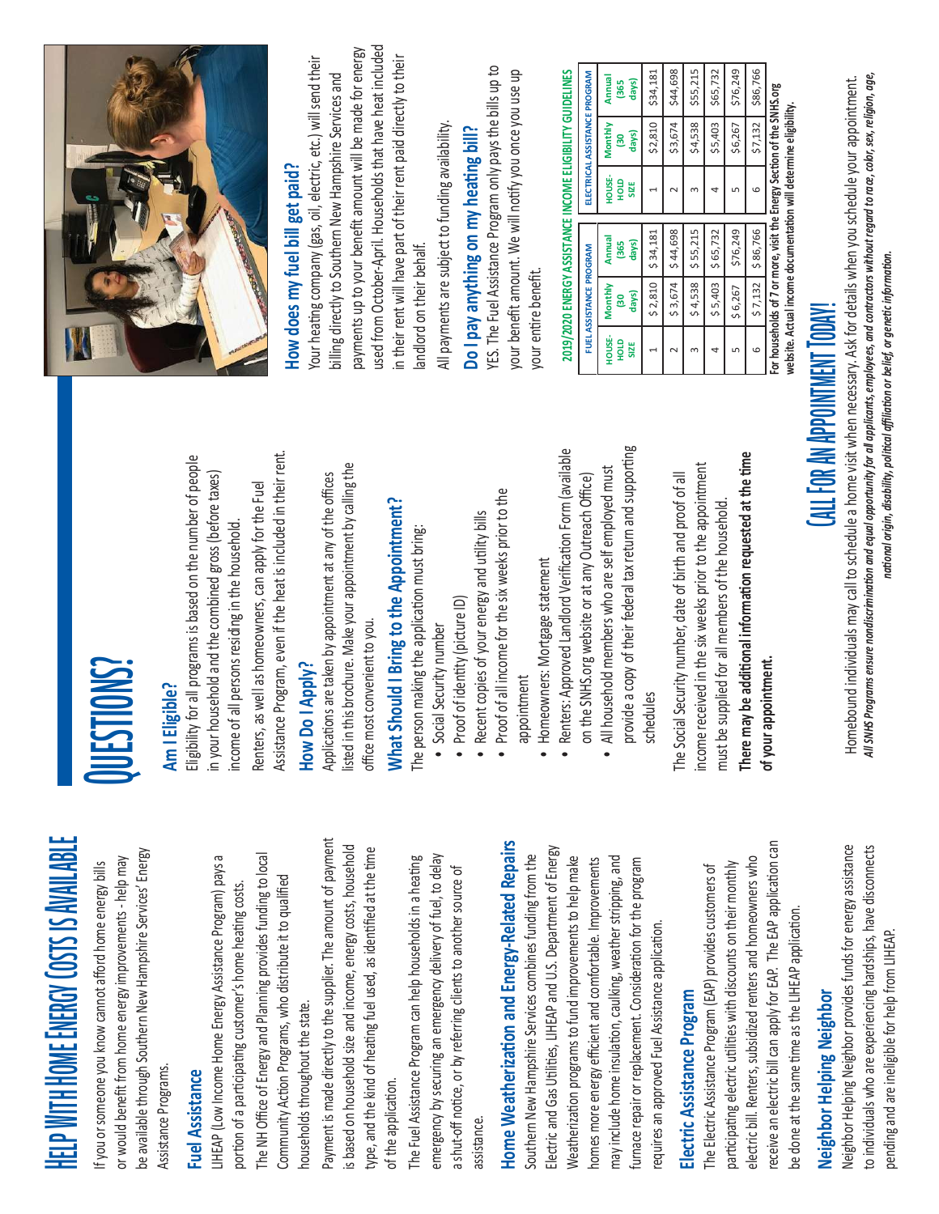# Help With Home Energy Costs Is Available

If you or someone you know cannot afford home energy bills or would benefit from home energy improvements - help may be available through Southern New Hampshire Services' Energy Assistance Programs.

## Fuel Assistance

LIHEAP (Low Income Home Energy Assistance Program) pays a portion of a participating customer's home heating costs.

The NH Office of Energy and Planning provides funding to local Community Action Programs, who distribute it to qualified households throughout the state.

Payment is made directly to the supplier. The amount of payment is based on household size and income, energy costs, household type, and the kind of heating fuel used, as identified at the time of the application.

The Fuel Assistance Program can help households in a heating emergency by securing an emergency delivery of fuel, to delay a shut-off notice, or by referring clients to another source of assistance.

## Home Weatherization and Energy-Related Repairs

Southern New Hampshire Services combines funding from the Electric and Gas Utilities, LIHEAP and U.S. Department of Energy Weatherization programs to fund improvements to help make homes more energy efficient and comfortable. Improvements may include home insulation, caulking, weather stripping, and furnace repair or replacement. Consideration for the program requires an approved Fuel Assistance application.

## Electric Assistance Program

The Electric Assistance Program (EAP) provides customers of participating electric utilities with discounts on their monthly electric bill. Renters, subsidized renters and homeowners who receive an electric bill can apply for EAP. The EAP application can be done at the same time as the LIHEAP application.

## Neighbor Helping Neighbor

Neighbor Helping Neighbor provides funds for energy assistance to individuals who are experiencing hardships, have disconnects pending and are ineligible for help from LIHEAP.

# Questions?

## Am I Eligible?

Eligibility for all programs is based on the number of people in your household and the combined gross (before taxes) income of all persons residing in the household.

Renters, as well as homeowners, can apply for the Fuel Assistance Program, even if the heat is included in their rent.

## How Do I Apply?

Applications are taken by appointment at any of the offices listed in this brochure. Make your appointment by calling the office most convenient to you.

## What Should I Bring to the Appointment?

The person making the application must bring:

- Social Security number
- Proof of identity (picture ID)
- Recent copies of your energy and utility bills
- Proof of all income for the six weeks prior to the appointment
- Homeowners: Mortgage statement
- Renters: Approved Landlord Verification Form (available on the SNHS.org website or at any Outreach Office)
- All household members who are self employed must provide a copy of their federal tax return and supporting schedules

The Social Security number, date of birth and proof of all income received in the six weeks prior to the appointment must be supplied for all members of the household.

**There may be additional information requested at the time of your appointment.**

## How does my fuel bill get paid?

Your heating company (gas, oil, electric, etc.) will send their billing directly to Southern New Hampshire Services and payments up to your benefit amount will be made for energy used from October-April. Households that have heat included in their rent will have part of their rent paid directly to their landlord on their behalf.

All payments are subject to funding availability.

## Do I pay anything on my heating bill?

YES. The Fuel Assistance Program only pays the bills up to your benefit amount. We will notify you once you use up your entire benefit.

### 2019/2020 Energy Assistance Income Eligibility Guidelines

| Fuel Assistance Program | | | Electrical Assistance Program | | |
|---|---|---|---|---|---|
| Household Size | Monthly (30 days) | Annual (365 days) | Household Size | Monthly (30 days) | Annual (365 days) |
| 1 | $ 2,810 | $ 34,181 | 1 | $2,810 | $34,181 |
| 2 | $ 3,674 | $ 44,698 | 2 | $3,674 | $44,698 |
| 3 | $ 4,538 | $ 55,215 | 3 | $4,538 | $55,215 |
| 4 | $ 5,403 | $ 65,732 | 4 | $5,403 | $65,732 |
| 5 | $ 6,267 | $ 76,249 | 5 | $6,267 | $76,249 |
| 6 | $ 7,132 | $ 86,766 | 6 | $7,132 | $86,766 |

**For households of 7 or more, visit the Energy Section of the SNHS.org website. Actual income documentation will determine eligibility.**

# Call For An Appointment Today!

Homebound individuals may call to schedule a home visit when necessary. Ask for details when you schedule your appointment.

***All SNHS Programs ensure nondiscrimination and equal opportunity for all applicants, employees, and contractors without regard to race, color, sex, religion, age, national origin, disability, political affiliation or belief, or genetic information.***